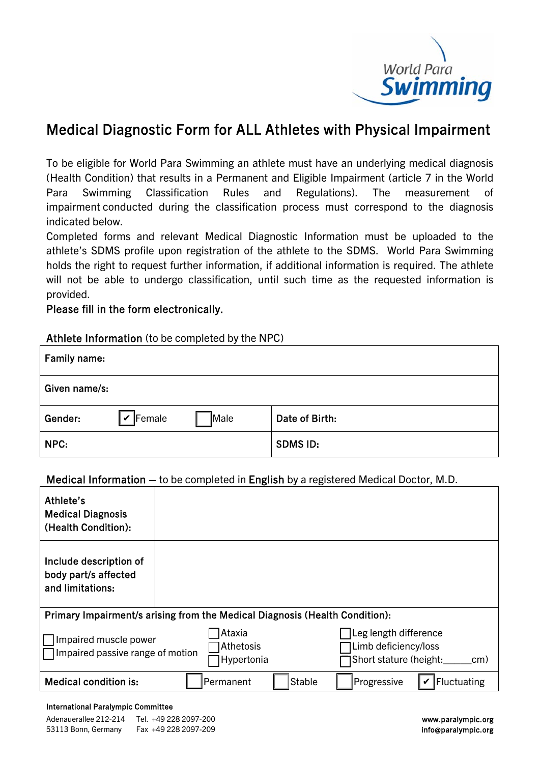World Para Swimming

# Medical Diagnostic Form for ALL Athletes with Physical Impairment

To be eligible for World Para Swimming an athlete must have an underlying medical diagnosis (Health Condition) that results in a Permanent and Eligible Impairment (article 7 in the World Para Swimming Classification Rules and Regulations). The measurement of impairment conducted during the classification process must correspond to the diagnosis indicated below.

Completed forms and relevant Medical Diagnostic Information must be uploaded to the athlete's SDMS profile upon registration of the athlete to the SDMS. World Para Swimming holds the right to request further information, if additional information is required. The athlete will not be able to undergo classification, until such time as the requested information is provided.

**Please fill in the form electronically.**

**Athlete Information** (to be completed by the NPC)

| | |
|---|---|
| **Family name:** | |
| **Given name/s:** | |
| **Gender:** ☑ Female ☐ Male | **Date of Birth:** |
| **NPC:** | **SDMS ID:** |

**Medical Information** – to be completed in **English** by a registered Medical Doctor, M.D.

| | |
|---|---|
| **Athlete's Medical Diagnosis (Health Condition):** | |
| **Include description of body part/s affected and limitations:** | |

**Primary Impairment/s arising from the Medical Diagnosis (Health Condition):**

- ☐ Impaired muscle power
- ☐ Impaired passive range of motion
- ☐ Ataxia
- ☐ Athetosis
- ☐ Hypertonia
- ☐ Leg length difference
- ☐ Limb deficiency/loss
- ☐ Short stature (height:_____cm)

**Medical condition is:** ☐ Permanent ☐ Stable ☐ Progressive ☑ Fluctuating

**International Paralympic Committee**
Adenauerallee 212-214
53113 Bonn, Germany
Tel. +49 228 2097-200
Fax +49 228 2097-209
**www.paralympic.org**
**info@paralympic.org**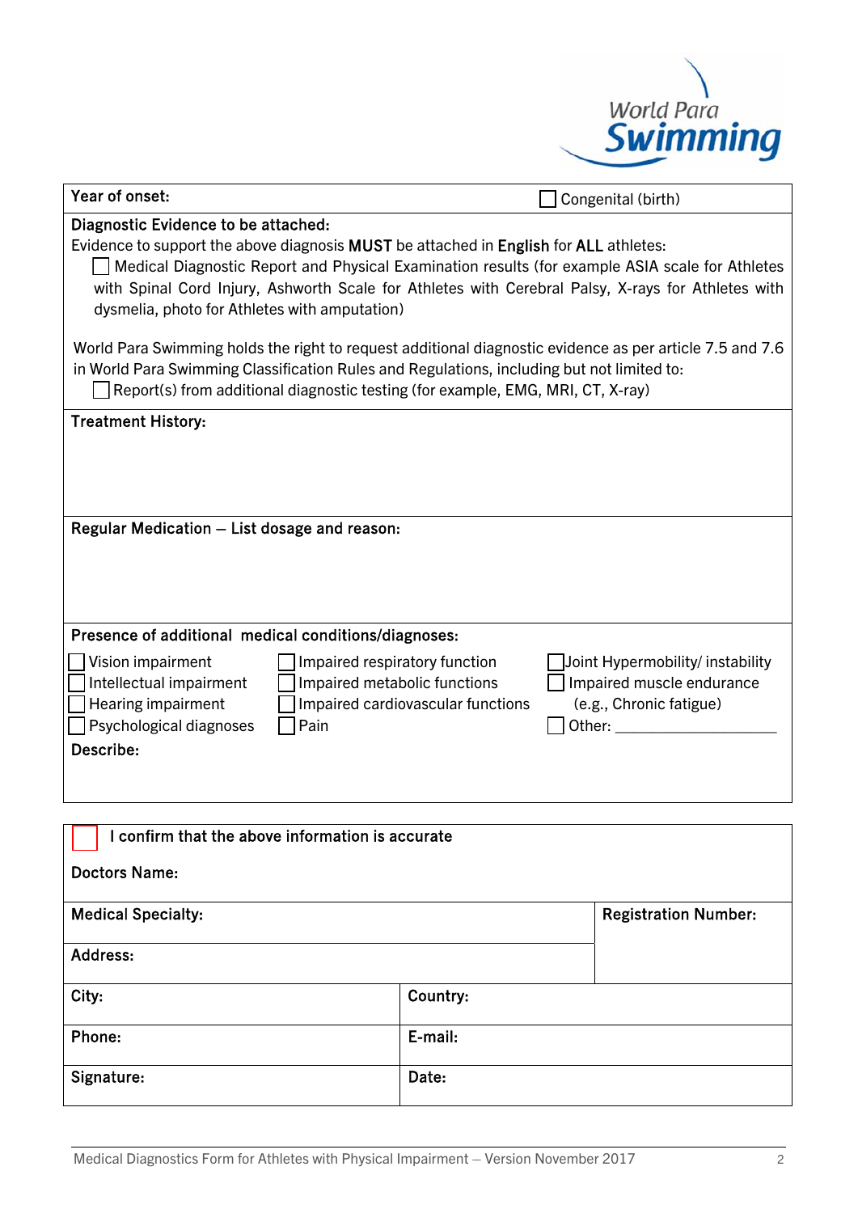| | |
|---|---|
| **Year of onset:** | ☐ Congenital (birth) |

**Diagnostic Evidence to be attached:**

Evidence to support the above diagnosis **MUST** be attached in **English** for **ALL** athletes:

☐ Medical Diagnostic Report and Physical Examination results (for example ASIA scale for Athletes with Spinal Cord Injury, Ashworth Scale for Athletes with Cerebral Palsy, X-rays for Athletes with dysmelia, photo for Athletes with amputation)

World Para Swimming holds the right to request additional diagnostic evidence as per article 7.5 and 7.6 in World Para Swimming Classification Rules and Regulations, including but not limited to:

☐ Report(s) from additional diagnostic testing (for example, EMG, MRI, CT, X-ray)

**Treatment History:**

**Regular Medication – List dosage and reason:**

**Presence of additional medical conditions/diagnoses:**

☐ Vision impairment
☐ Intellectual impairment
☐ Hearing impairment
☐ Psychological diagnoses
☐ Impaired respiratory function
☐ Impaired metabolic functions
☐ Impaired cardiovascular functions
☐ Pain
☐ Joint Hypermobility/ instability
☐ Impaired muscle endurance (e.g., Chronic fatigue)
☐ Other: ____________________

**Describe:**

☐ **I confirm that the above information is accurate**

**Doctors Name:**

| | |
|---|---|
| **Medical Specialty:** | **Registration Number:** |
| **Address:** | |

| | |
|---|---|
| **City:** | **Country:** |
| **Phone:** | **E-mail:** |
| **Signature:** | **Date:** |

Medical Diagnostics Form for Athletes with Physical Impairment – Version November 2017